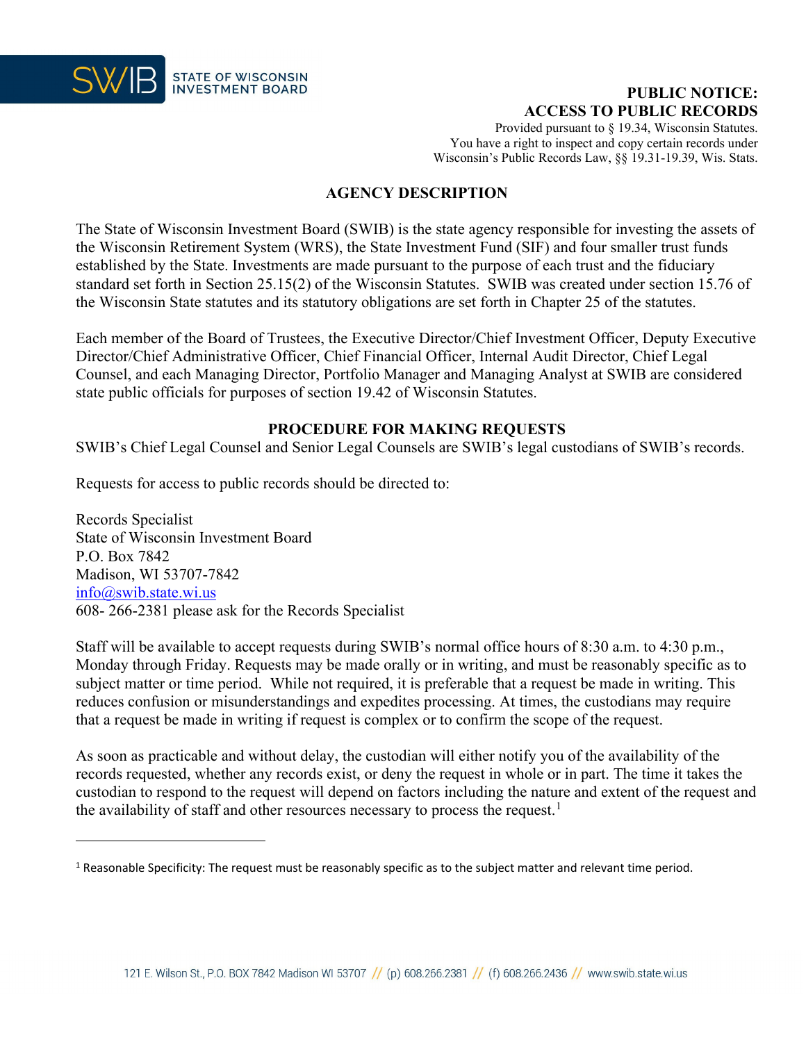STATE OF WISCONSIN INVESTMENT BOARD

# PUBLIC NOTICE: ACCESS TO PUBLIC RECORDS

Provided pursuant to § 19.34, Wisconsin Statutes.
You have a right to inspect and copy certain records under Wisconsin's Public Records Law, §§ 19.31-19.39, Wis. Stats.

## AGENCY DESCRIPTION

The State of Wisconsin Investment Board (SWIB) is the state agency responsible for investing the assets of the Wisconsin Retirement System (WRS), the State Investment Fund (SIF) and four smaller trust funds established by the State. Investments are made pursuant to the purpose of each trust and the fiduciary standard set forth in Section 25.15(2) of the Wisconsin Statutes. SWIB was created under section 15.76 of the Wisconsin State statutes and its statutory obligations are set forth in Chapter 25 of the statutes.

Each member of the Board of Trustees, the Executive Director/Chief Investment Officer, Deputy Executive Director/Chief Administrative Officer, Chief Financial Officer, Internal Audit Director, Chief Legal Counsel, and each Managing Director, Portfolio Manager and Managing Analyst at SWIB are considered state public officials for purposes of section 19.42 of Wisconsin Statutes.

## PROCEDURE FOR MAKING REQUESTS

SWIB's Chief Legal Counsel and Senior Legal Counsels are SWIB's legal custodians of SWIB's records.

Requests for access to public records should be directed to:

Records Specialist
State of Wisconsin Investment Board
P.O. Box 7842
Madison, WI 53707-7842
info@swib.state.wi.us
608- 266-2381 please ask for the Records Specialist

Staff will be available to accept requests during SWIB's normal office hours of 8:30 a.m. to 4:30 p.m., Monday through Friday. Requests may be made orally or in writing, and must be reasonably specific as to subject matter or time period. While not required, it is preferable that a request be made in writing. This reduces confusion or misunderstandings and expedites processing. At times, the custodians may require that a request be made in writing if request is complex or to confirm the scope of the request.

As soon as practicable and without delay, the custodian will either notify you of the availability of the records requested, whether any records exist, or deny the request in whole or in part. The time it takes the custodian to respond to the request will depend on factors including the nature and extent of the request and the availability of staff and other resources necessary to process the request.[1]

---

[1] Reasonable Specificity: The request must be reasonably specific as to the subject matter and relevant time period.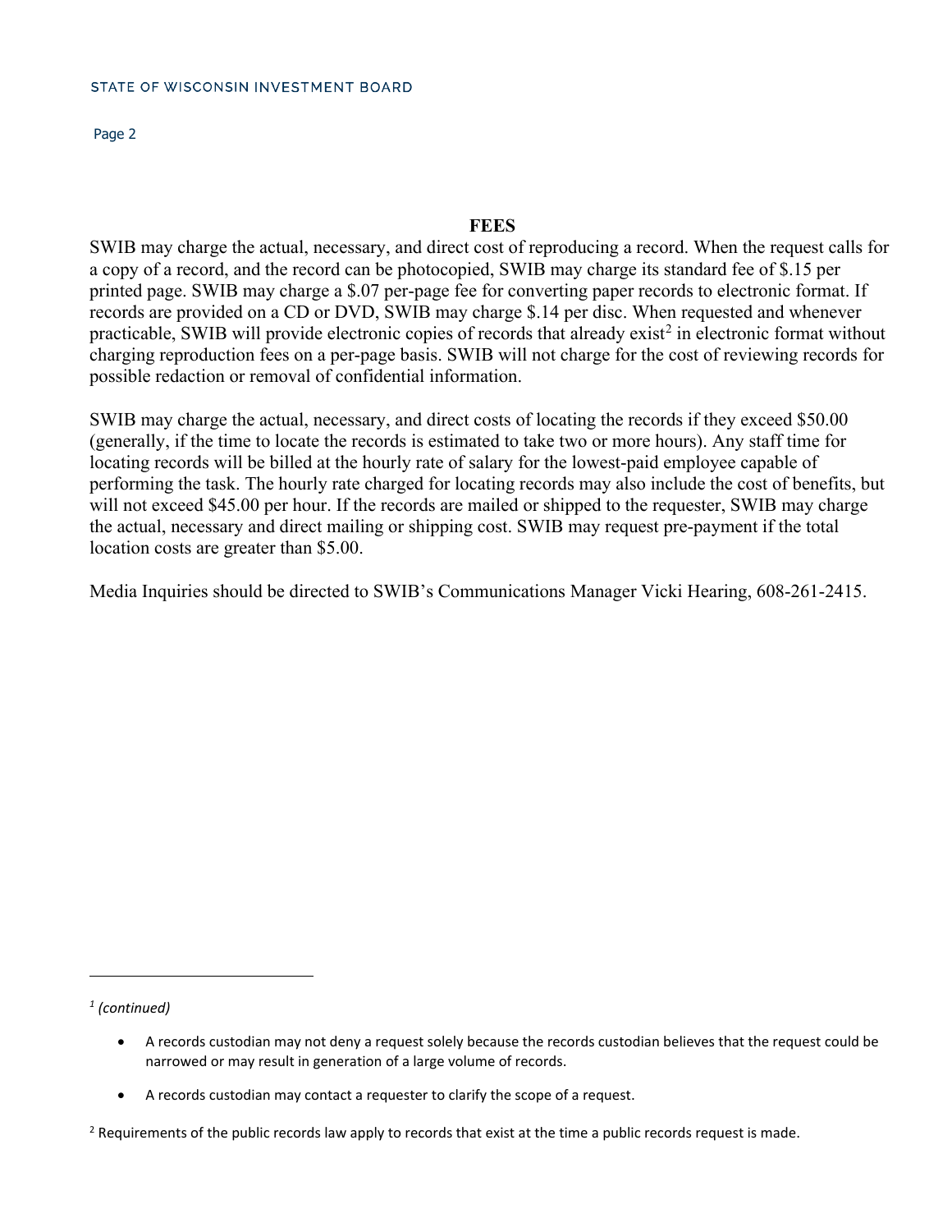## FEES

SWIB may charge the actual, necessary, and direct cost of reproducing a record. When the request calls for a copy of a record, and the record can be photocopied, SWIB may charge its standard fee of $.15 per printed page. SWIB may charge a $.07 per-page fee for converting paper records to electronic format. If records are provided on a CD or DVD, SWIB may charge $.14 per disc. When requested and whenever practicable, SWIB will provide electronic copies of records that already exist[2] in electronic format without charging reproduction fees on a per-page basis. SWIB will not charge for the cost of reviewing records for possible redaction or removal of confidential information.

SWIB may charge the actual, necessary, and direct costs of locating the records if they exceed $50.00 (generally, if the time to locate the records is estimated to take two or more hours). Any staff time for locating records will be billed at the hourly rate of salary for the lowest-paid employee capable of performing the task. The hourly rate charged for locating records may also include the cost of benefits, but will not exceed $45.00 per hour. If the records are mailed or shipped to the requester, SWIB may charge the actual, necessary and direct mailing or shipping cost. SWIB may request pre-payment if the total location costs are greater than $5.00.

Media Inquiries should be directed to SWIB's Communications Manager Vicki Hearing, 608-261-2415.

---

[1] *(continued)*

- A records custodian may not deny a request solely because the records custodian believes that the request could be narrowed or may result in generation of a large volume of records.
- A records custodian may contact a requester to clarify the scope of a request.

[2] Requirements of the public records law apply to records that exist at the time a public records request is made.